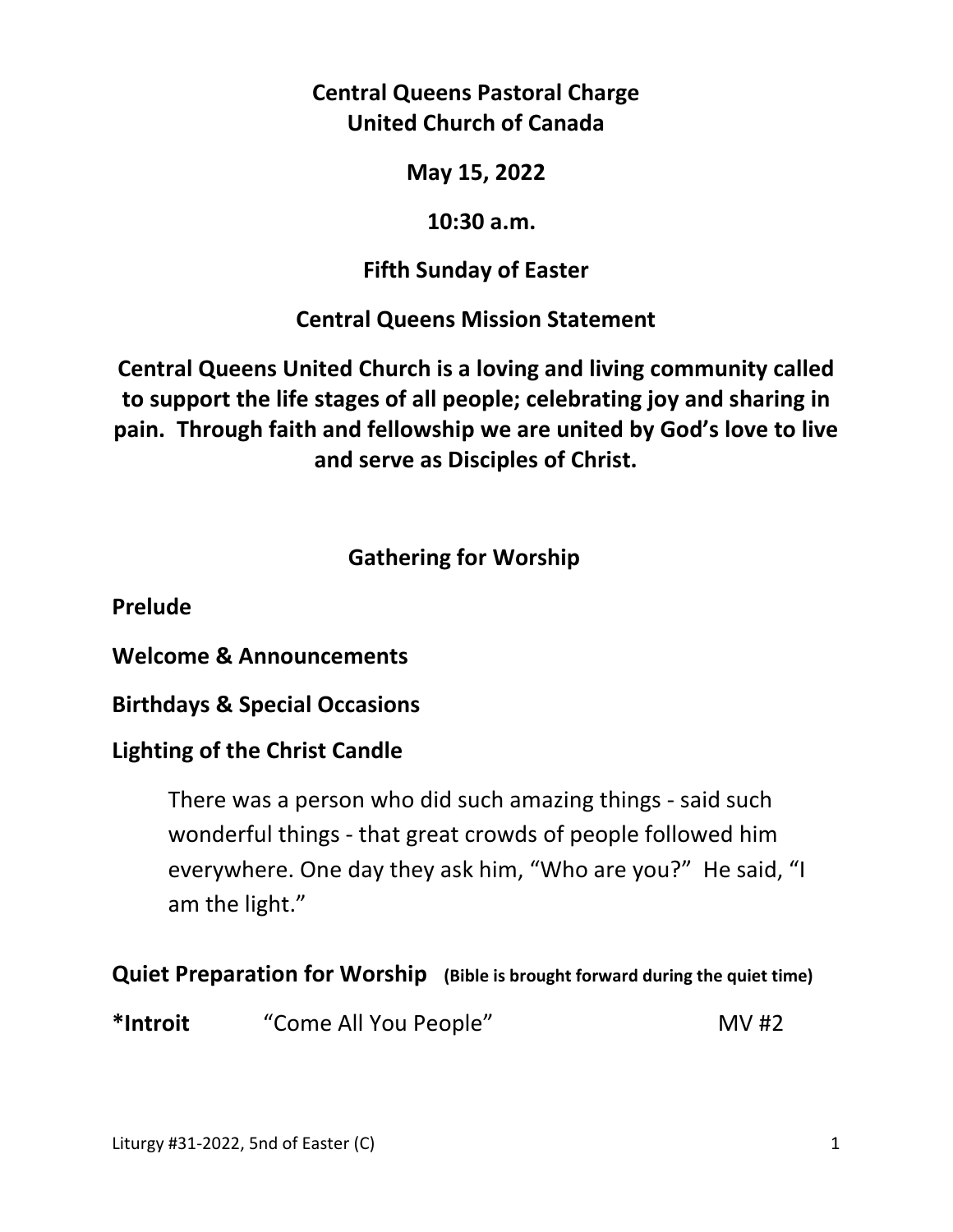**Central Queens Pastoral Charge**
**United Church of Canada**

**May 15, 2022**

**10:30 a.m.**

**Fifth Sunday of Easter**

**Central Queens Mission Statement**

**Central Queens United Church is a loving and living community called to support the life stages of all people; celebrating joy and sharing in pain. Through faith and fellowship we are united by God's love to live and serve as Disciples of Christ.**

## Gathering for Worship

**Prelude**

**Welcome & Announcements**

**Birthdays & Special Occasions**

**Lighting of the Christ Candle**

> There was a person who did such amazing things - said such wonderful things - that great crowds of people followed him everywhere. One day they ask him, "Who are you?" He said, "I am the light."

**Quiet Preparation for Worship** **(Bible is brought forward during the quiet time)**

**\*Introit** "Come All You People" MV #2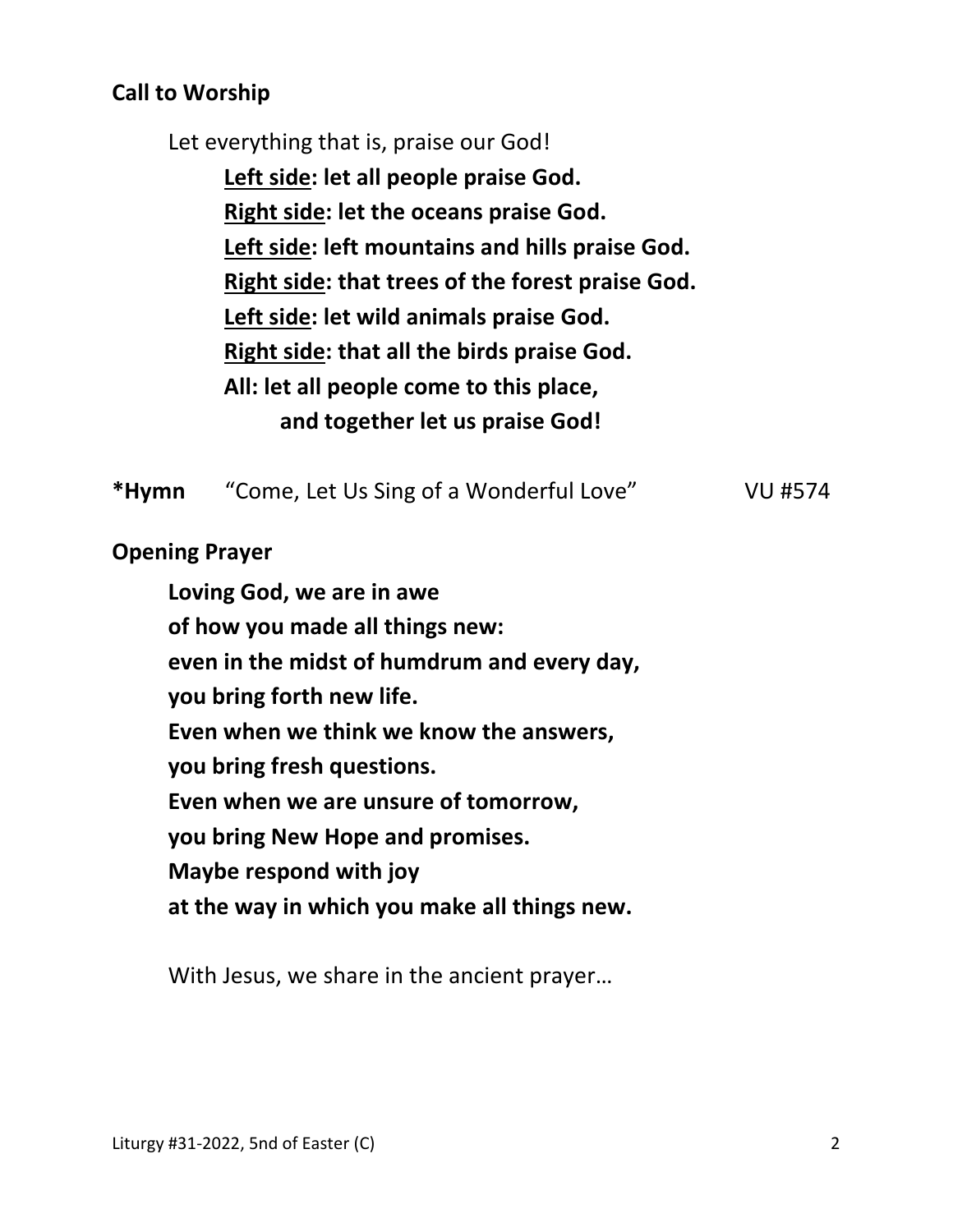**Call to Worship**

Let everything that is, praise our God!

**Left side: let all people praise God.**
**Right side: let the oceans praise God.**
**Left side: left mountains and hills praise God.**
**Right side: that trees of the forest praise God.**
**Left side: let wild animals praise God.**
**Right side: that all the birds praise God.**
**All: let all people come to this place,**
**and together let us praise God!**

**\*Hymn** "Come, Let Us Sing of a Wonderful Love" VU #574

**Opening Prayer**

**Loving God, we are in awe**
**of how you made all things new:**
**even in the midst of humdrum and every day,**
**you bring forth new life.**
**Even when we think we know the answers,**
**you bring fresh questions.**
**Even when we are unsure of tomorrow,**
**you bring New Hope and promises.**
**Maybe respond with joy**
**at the way in which you make all things new.**

With Jesus, we share in the ancient prayer…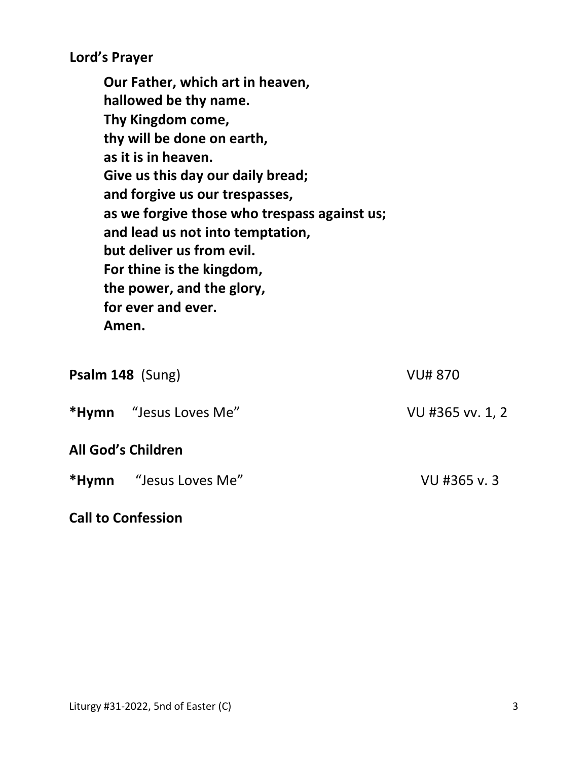**Lord's Prayer**

**Our Father, which art in heaven,**
**hallowed be thy name.**
**Thy Kingdom come,**
**thy will be done on earth,**
**as it is in heaven.**
**Give us this day our daily bread;**
**and forgive us our trespasses,**
**as we forgive those who trespass against us;**
**and lead us not into temptation,**
**but deliver us from evil.**
**For thine is the kingdom,**
**the power, and the glory,**
**for ever and ever.**
**Amen.**

**Psalm 148** (Sung) VU# 870

***Hymn** "Jesus Loves Me" VU #365 vv. 1, 2

**All God's Children**

***Hymn** "Jesus Loves Me" VU #365 v. 3

**Call to Confession**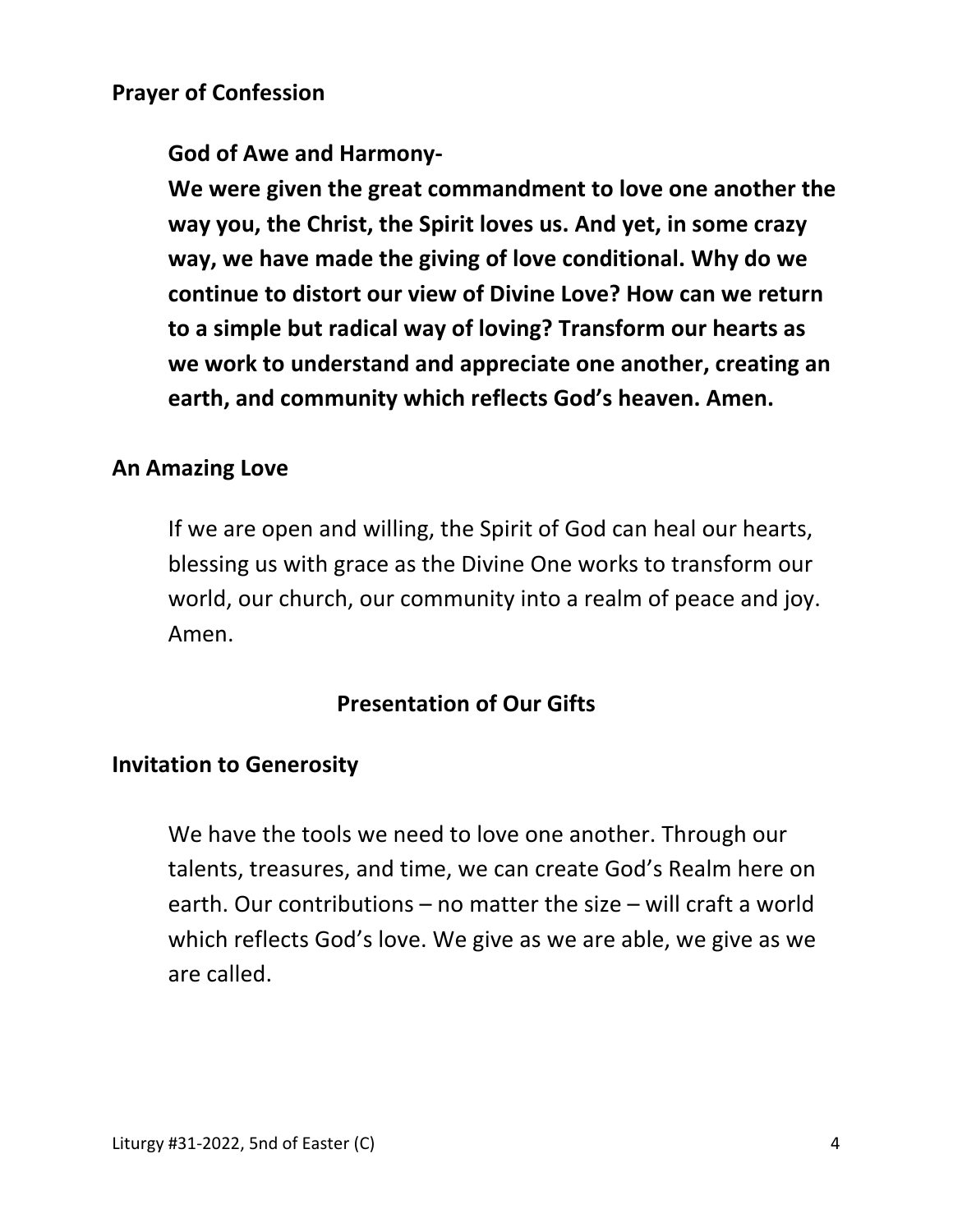**Prayer of Confession**

**God of Awe and Harmony-**
**We were given the great commandment to love one another the way you, the Christ, the Spirit loves us. And yet, in some crazy way, we have made the giving of love conditional. Why do we continue to distort our view of Divine Love? How can we return to a simple but radical way of loving? Transform our hearts as we work to understand and appreciate one another, creating an earth, and community which reflects God's heaven. Amen.**

**An Amazing Love**

If we are open and willing, the Spirit of God can heal our hearts, blessing us with grace as the Divine One works to transform our world, our church, our community into a realm of peace and joy. Amen.

## Presentation of Our Gifts

**Invitation to Generosity**

We have the tools we need to love one another. Through our talents, treasures, and time, we can create God's Realm here on earth. Our contributions – no matter the size – will craft a world which reflects God's love. We give as we are able, we give as we are called.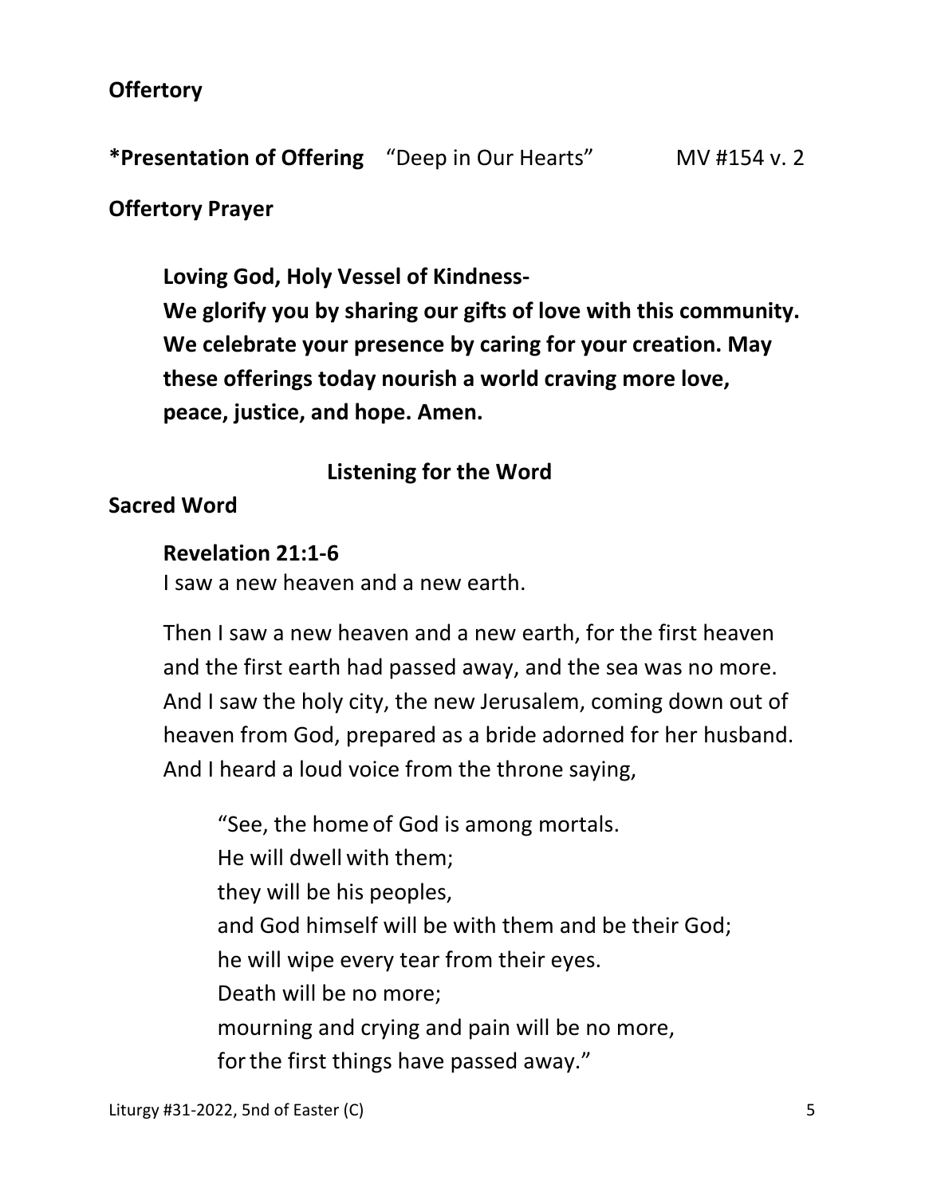**Offertory**

**\*Presentation of Offering** “Deep in Our Hearts” MV #154 v. 2

**Offertory Prayer**

> **Loving God, Holy Vessel of Kindness-**
> **We glorify you by sharing our gifts of love with this community. We celebrate your presence by caring for your creation. May these offerings today nourish a world craving more love, peace, justice, and hope. Amen.**

## Listening for the Word

**Sacred Word**

**Revelation 21:1-6**
I saw a new heaven and a new earth.

Then I saw a new heaven and a new earth, for the first heaven and the first earth had passed away, and the sea was no more. And I saw the holy city, the new Jerusalem, coming down out of heaven from God, prepared as a bride adorned for her husband. And I heard a loud voice from the throne saying,

> “See, the home of God is among mortals.
> He will dwell with them;
> they will be his peoples,
> and God himself will be with them and be their God;
> he will wipe every tear from their eyes.
> Death will be no more;
> mourning and crying and pain will be no more,
> for the first things have passed away.”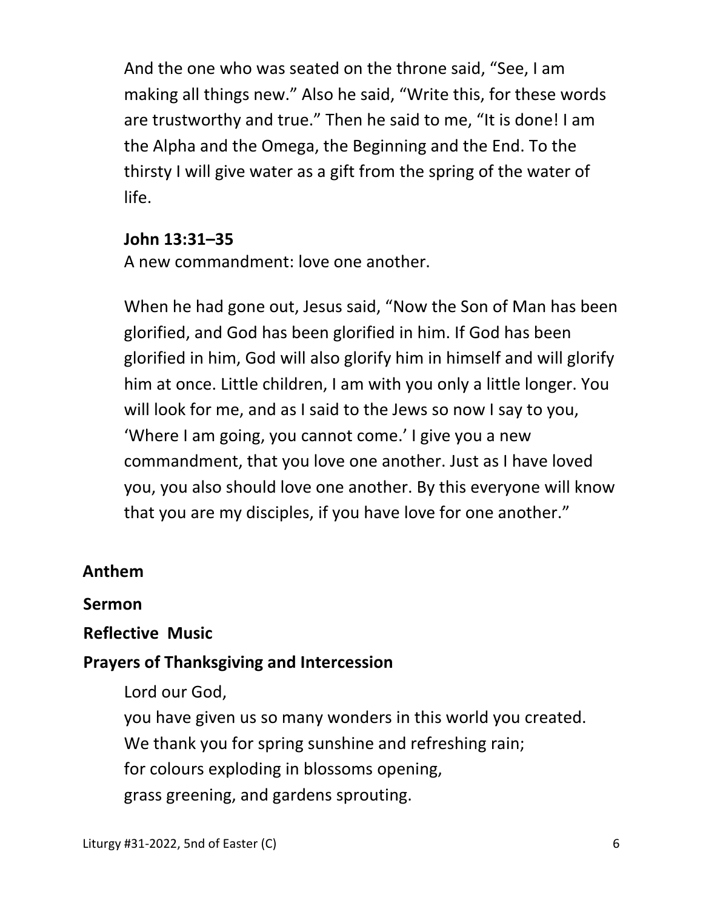And the one who was seated on the throne said, "See, I am making all things new." Also he said, "Write this, for these words are trustworthy and true." Then he said to me, "It is done! I am the Alpha and the Omega, the Beginning and the End. To the thirsty I will give water as a gift from the spring of the water of life.

**John 13:31–35**
A new commandment: love one another.

When he had gone out, Jesus said, "Now the Son of Man has been glorified, and God has been glorified in him. If God has been glorified in him, God will also glorify him in himself and will glorify him at once. Little children, I am with you only a little longer. You will look for me, and as I said to the Jews so now I say to you, 'Where I am going, you cannot come.' I give you a new commandment, that you love one another. Just as I have loved you, you also should love one another. By this everyone will know that you are my disciples, if you have love for one another."

**Anthem**

**Sermon**

**Reflective Music**

**Prayers of Thanksgiving and Intercession**

Lord our God,
you have given us so many wonders in this world you created.
We thank you for spring sunshine and refreshing rain;
for colours exploding in blossoms opening,
grass greening, and gardens sprouting.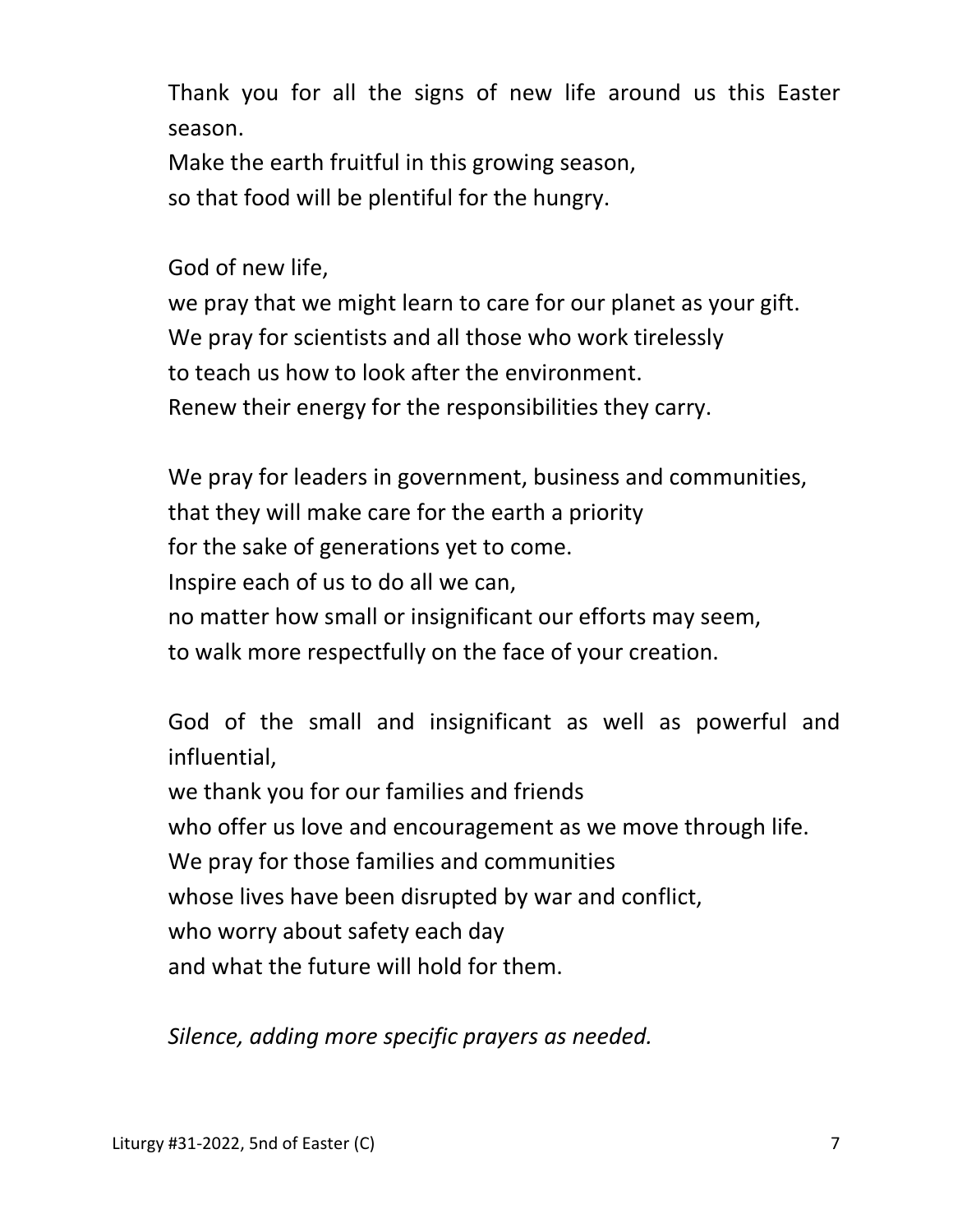Thank you for all the signs of new life around us this Easter season.
Make the earth fruitful in this growing season,
so that food will be plentiful for the hungry.

God of new life,
we pray that we might learn to care for our planet as your gift.
We pray for scientists and all those who work tirelessly
to teach us how to look after the environment.
Renew their energy for the responsibilities they carry.

We pray for leaders in government, business and communities,
that they will make care for the earth a priority
for the sake of generations yet to come.
Inspire each of us to do all we can,
no matter how small or insignificant our efforts may seem,
to walk more respectfully on the face of your creation.

God of the small and insignificant as well as powerful and influential,
we thank you for our families and friends
who offer us love and encouragement as we move through life.
We pray for those families and communities
whose lives have been disrupted by war and conflict,
who worry about safety each day
and what the future will hold for them.

*Silence, adding more specific prayers as needed.*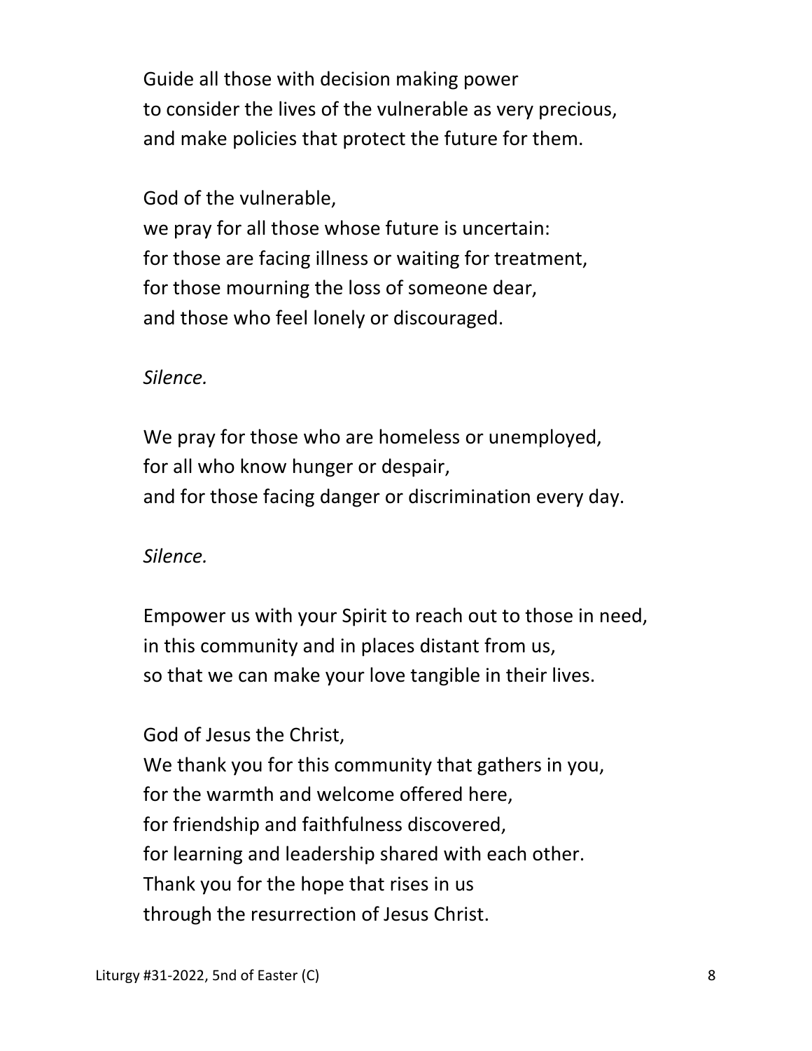Guide all those with decision making power  
to consider the lives of the vulnerable as very precious,  
and make policies that protect the future for them.

God of the vulnerable,  
we pray for all those whose future is uncertain:  
for those are facing illness or waiting for treatment,  
for those mourning the loss of someone dear,  
and those who feel lonely or discouraged.

*Silence.*

We pray for those who are homeless or unemployed,  
for all who know hunger or despair,  
and for those facing danger or discrimination every day.

*Silence.*

Empower us with your Spirit to reach out to those in need,  
in this community and in places distant from us,  
so that we can make your love tangible in their lives.

God of Jesus the Christ,  
We thank you for this community that gathers in you,  
for the warmth and welcome offered here,  
for friendship and faithfulness discovered,  
for learning and leadership shared with each other.  
Thank you for the hope that rises in us  
through the resurrection of Jesus Christ.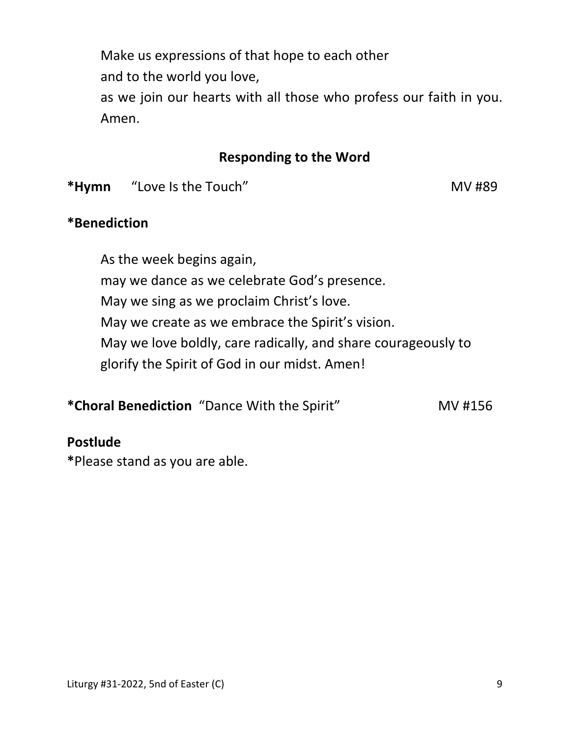Make us expressions of that hope to each other
and to the world you love,
as we join our hearts with all those who profess our faith in you.
Amen.

### Responding to the Word

**\*Hymn** "Love Is the Touch" MV #89

**\*Benediction**

As the week begins again,
may we dance as we celebrate God's presence.
May we sing as we proclaim Christ's love.
May we create as we embrace the Spirit's vision.
May we love boldly, care radically, and share courageously to
glorify the Spirit of God in our midst. Amen!

**\*Choral Benediction** "Dance With the Spirit" MV #156

**Postlude**

**\***Please stand as you are able.